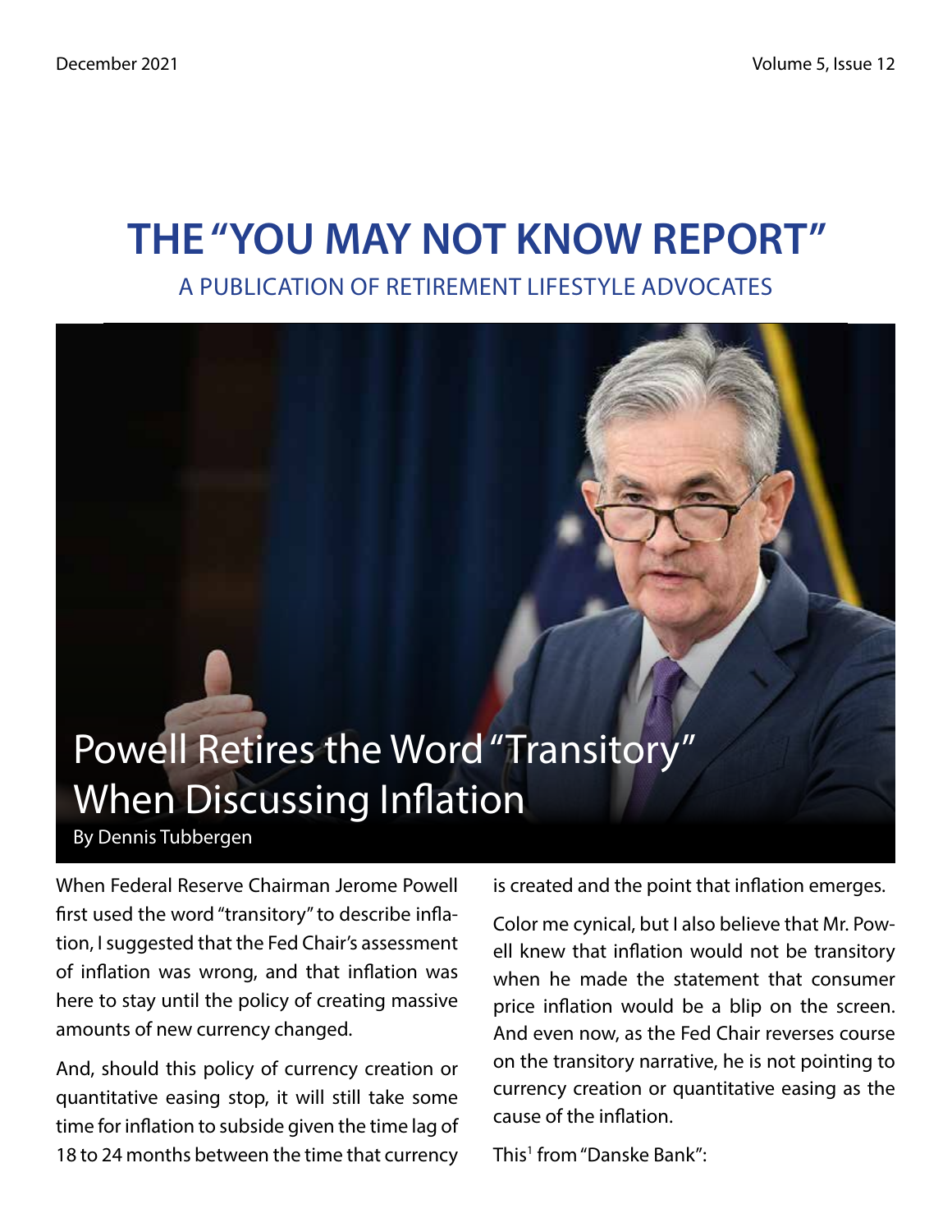# THE "YOU MAY NOT KNOW REPORT"

A PUBLICATION OF RETIREMENT LIFESTYLE ADVOCATES

## Powell Retires the Word "Transitory" When Discussing Inflation

By Dennis Tubbergen

When Federal Reserve Chairman Jerome Powell first used the word "transitory" to describe inflation, I suggested that the Fed Chair's assessment of inflation was wrong, and that inflation was here to stay until the policy of creating massive amounts of new currency changed.

And, should this policy of currency creation or quantitative easing stop, it will still take some time for inflation to subside given the time lag of 18 to 24 months between the time that currency is created and the point that inflation emerges.

Color me cynical, but I also believe that Mr. Powell knew that inflation would not be transitory when he made the statement that consumer price inflation would be a blip on the screen. And even now, as the Fed Chair reverses course on the transitory narrative, he is not pointing to currency creation or quantitative easing as the cause of the inflation.

This[1] from "Danske Bank":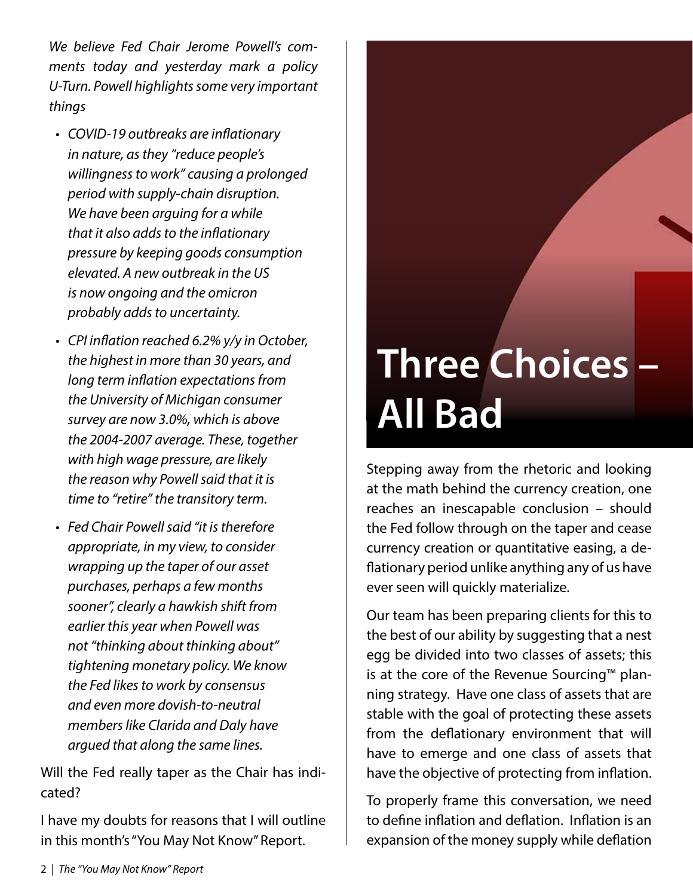*We believe Fed Chair Jerome Powell's comments today and yesterday mark a policy U-Turn. Powell highlights some very important things*

- *COVID-19 outbreaks are inflationary in nature, as they "reduce people's willingness to work" causing a prolonged period with supply-chain disruption. We have been arguing for a while that it also adds to the inflationary pressure by keeping goods consumption elevated. A new outbreak in the US is now ongoing and the omicron probably adds to uncertainty.*
- *CPI inflation reached 6.2% y/y in October, the highest in more than 30 years, and long term inflation expectations from the University of Michigan consumer survey are now 3.0%, which is above the 2004-2007 average. These, together with high wage pressure, are likely the reason why Powell said that it is time to "retire" the transitory term.*
- *Fed Chair Powell said "it is therefore appropriate, in my view, to consider wrapping up the taper of our asset purchases, perhaps a few months sooner", clearly a hawkish shift from earlier this year when Powell was not "thinking about thinking about" tightening monetary policy. We know the Fed likes to work by consensus and even more dovish-to-neutral members like Clarida and Daly have argued that along the same lines.*

Will the Fed really taper as the Chair has indicated?

I have my doubts for reasons that I will outline in this month's "You May Not Know" Report.

# Three Choices – All Bad

Stepping away from the rhetoric and looking at the math behind the currency creation, one reaches an inescapable conclusion – should the Fed follow through on the taper and cease currency creation or quantitative easing, a deflationary period unlike anything any of us have ever seen will quickly materialize.

Our team has been preparing clients for this to the best of our ability by suggesting that a nest egg be divided into two classes of assets; this is at the core of the Revenue Sourcing™ planning strategy. Have one class of assets that are stable with the goal of protecting these assets from the deflationary environment that will have to emerge and one class of assets that have the objective of protecting from inflation.

To properly frame this conversation, we need to define inflation and deflation. Inflation is an expansion of the money supply while deflation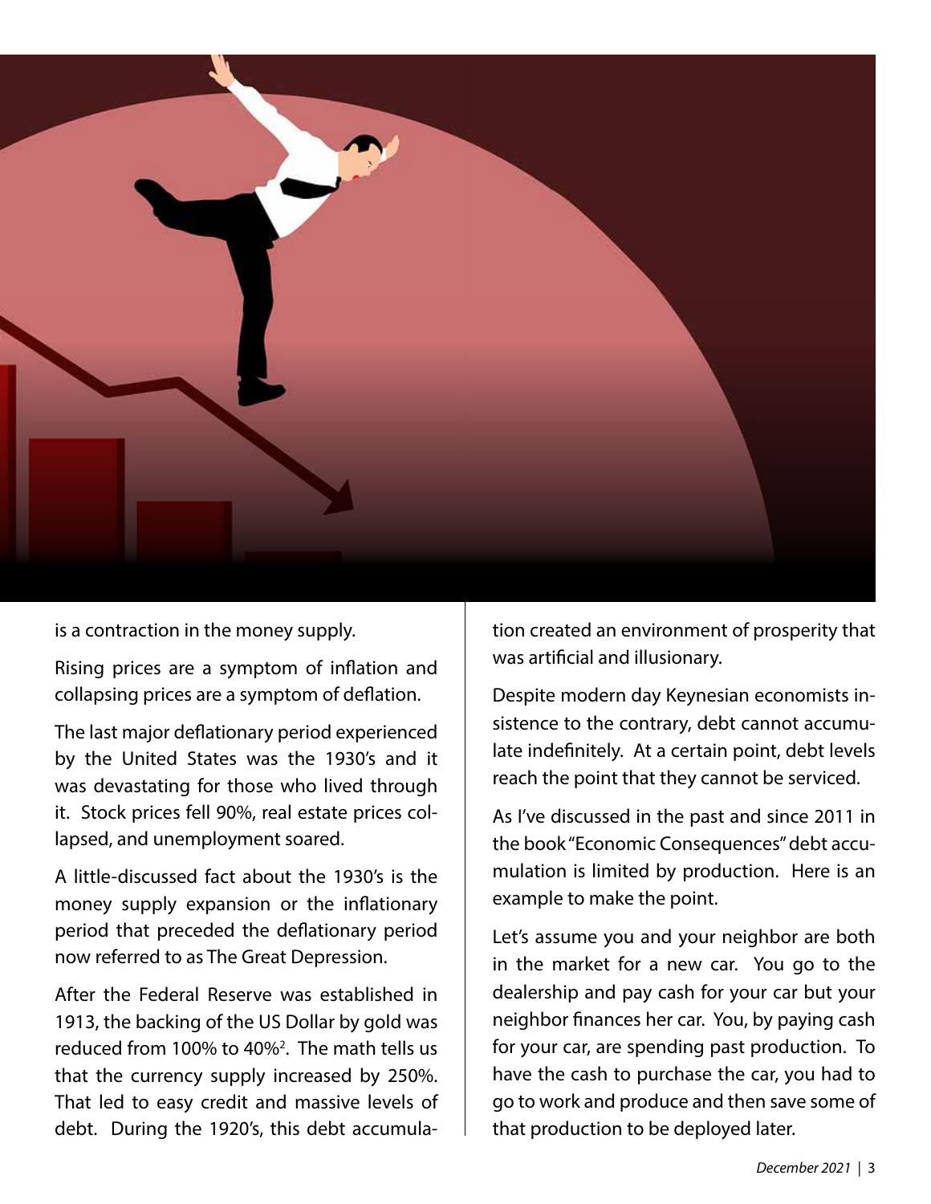is a contraction in the money supply.

Rising prices are a symptom of inflation and collapsing prices are a symptom of deflation.

The last major deflationary period experienced by the United States was the 1930's and it was devastating for those who lived through it. Stock prices fell 90%, real estate prices collapsed, and unemployment soared.

A little-discussed fact about the 1930's is the money supply expansion or the inflationary period that preceded the deflationary period now referred to as The Great Depression.

After the Federal Reserve was established in 1913, the backing of the US Dollar by gold was reduced from 100% to 40%[2]. The math tells us that the currency supply increased by 250%. That led to easy credit and massive levels of debt. During the 1920's, this debt accumulation created an environment of prosperity that was artificial and illusionary.

Despite modern day Keynesian economists insistence to the contrary, debt cannot accumulate indefinitely. At a certain point, debt levels reach the point that they cannot be serviced.

As I've discussed in the past and since 2011 in the book "Economic Consequences" debt accumulation is limited by production. Here is an example to make the point.

Let's assume you and your neighbor are both in the market for a new car. You go to the dealership and pay cash for your car but your neighbor finances her car. You, by paying cash for your car, are spending past production. To have the cash to purchase the car, you had to go to work and produce and then save some of that production to be deployed later.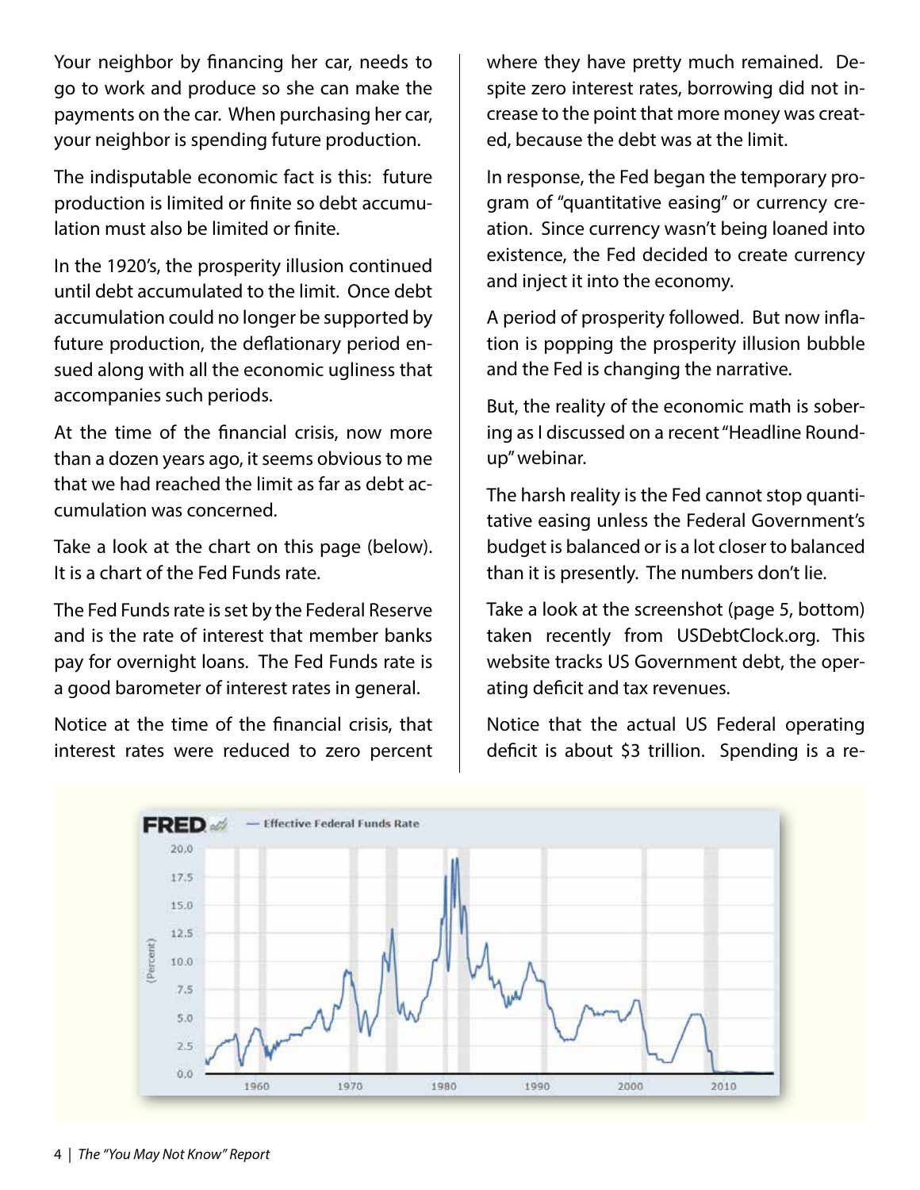Your neighbor by financing her car, needs to go to work and produce so she can make the payments on the car. When purchasing her car, your neighbor is spending future production.

The indisputable economic fact is this: future production is limited or finite so debt accumulation must also be limited or finite.

In the 1920's, the prosperity illusion continued until debt accumulated to the limit. Once debt accumulation could no longer be supported by future production, the deflationary period ensued along with all the economic ugliness that accompanies such periods.

At the time of the financial crisis, now more than a dozen years ago, it seems obvious to me that we had reached the limit as far as debt accumulation was concerned.

Take a look at the chart on this page (below). It is a chart of the Fed Funds rate.

The Fed Funds rate is set by the Federal Reserve and is the rate of interest that member banks pay for overnight loans. The Fed Funds rate is a good barometer of interest rates in general.

Notice at the time of the financial crisis, that interest rates were reduced to zero percent where they have pretty much remained. Despite zero interest rates, borrowing did not increase to the point that more money was created, because the debt was at the limit.

In response, the Fed began the temporary program of "quantitative easing" or currency creation. Since currency wasn't being loaned into existence, the Fed decided to create currency and inject it into the economy.

A period of prosperity followed. But now inflation is popping the prosperity illusion bubble and the Fed is changing the narrative.

But, the reality of the economic math is sobering as I discussed on a recent "Headline Roundup" webinar.

The harsh reality is the Fed cannot stop quantitative easing unless the Federal Government's budget is balanced or is a lot closer to balanced than it is presently. The numbers don't lie.

Take a look at the screenshot (page 5, bottom) taken recently from USDebtClock.org. This website tracks US Government debt, the operating deficit and tax revenues.

Notice that the actual US Federal operating deficit is about $3 trillion. Spending is a re-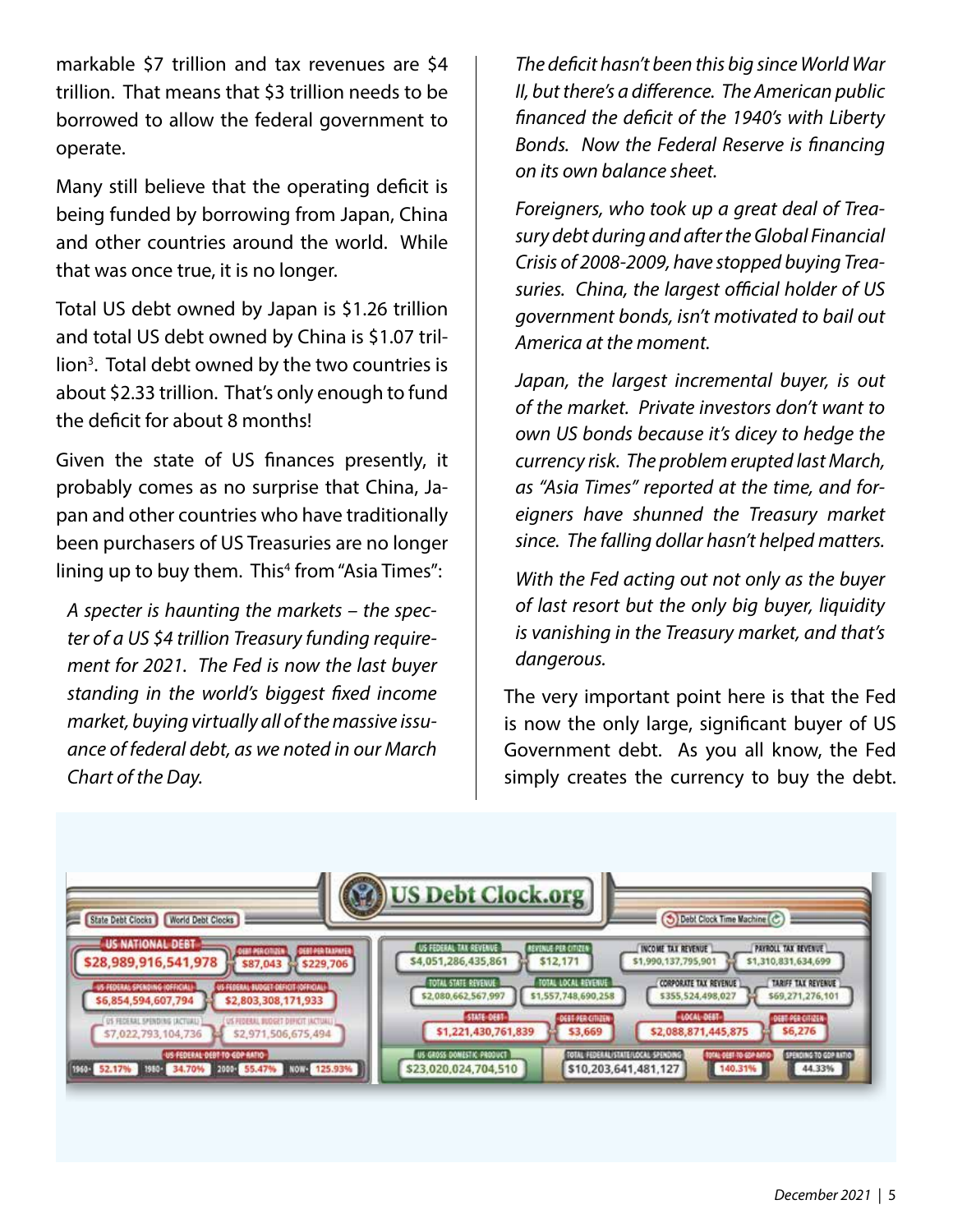markable $7 trillion and tax revenues are $4 trillion. That means that $3 trillion needs to be borrowed to allow the federal government to operate.

Many still believe that the operating deficit is being funded by borrowing from Japan, China and other countries around the world. While that was once true, it is no longer.

Total US debt owned by Japan is $1.26 trillion and total US debt owned by China is $1.07 trillion[3]. Total debt owned by the two countries is about $2.33 trillion. That's only enough to fund the deficit for about 8 months!

Given the state of US finances presently, it probably comes as no surprise that China, Japan and other countries who have traditionally been purchasers of US Treasuries are no longer lining up to buy them. This[4] from "Asia Times":

> *A specter is haunting the markets – the specter of a US $4 trillion Treasury funding requirement for 2021. The Fed is now the last buyer standing in the world's biggest fixed income market, buying virtually all of the massive issuance of federal debt, as we noted in our March Chart of the Day.*
>
> *The deficit hasn't been this big since World War II, but there's a difference. The American public financed the deficit of the 1940's with Liberty Bonds. Now the Federal Reserve is financing on its own balance sheet.*
>
> *Foreigners, who took up a great deal of Treasury debt during and after the Global Financial Crisis of 2008-2009, have stopped buying Treasuries. China, the largest official holder of US government bonds, isn't motivated to bail out America at the moment.*
>
> *Japan, the largest incremental buyer, is out of the market. Private investors don't want to own US bonds because it's dicey to hedge the currency risk. The problem erupted last March, as "Asia Times" reported at the time, and foreigners have shunned the Treasury market since. The falling dollar hasn't helped matters.*
>
> *With the Fed acting out not only as the buyer of last resort but the only big buyer, liquidity is vanishing in the Treasury market, and that's dangerous.*

The very important point here is that the Fed is now the only large, significant buyer of US Government debt. As you all know, the Fed simply creates the currency to buy the debt.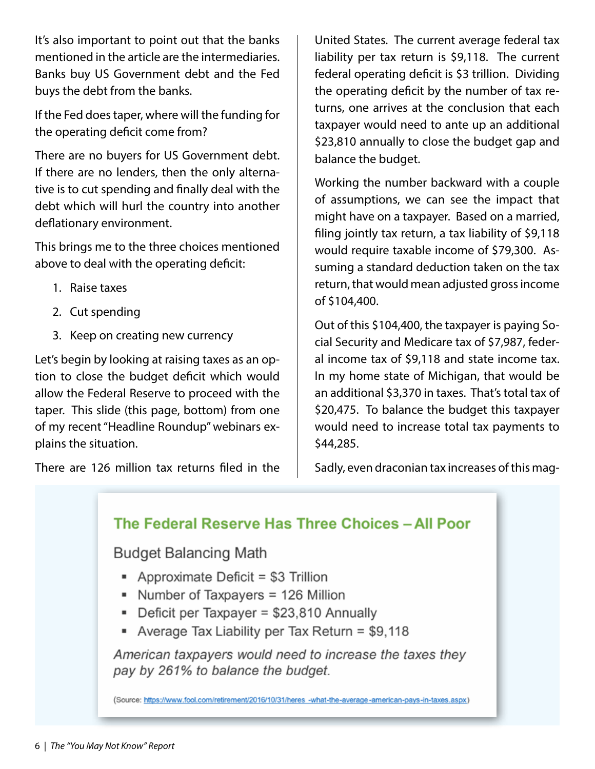It's also important to point out that the banks mentioned in the article are the intermediaries. Banks buy US Government debt and the Fed buys the debt from the banks.

If the Fed does taper, where will the funding for the operating deficit come from?

There are no buyers for US Government debt. If there are no lenders, then the only alternative is to cut spending and finally deal with the debt which will hurl the country into another deflationary environment.

This brings me to the three choices mentioned above to deal with the operating deficit:

1. Raise taxes
2. Cut spending
3. Keep on creating new currency

Let's begin by looking at raising taxes as an option to close the budget deficit which would allow the Federal Reserve to proceed with the taper. This slide (this page, bottom) from one of my recent "Headline Roundup" webinars explains the situation.

There are 126 million tax returns filed in the United States. The current average federal tax liability per tax return is $9,118. The current federal operating deficit is $3 trillion. Dividing the operating deficit by the number of tax returns, one arrives at the conclusion that each taxpayer would need to ante up an additional $23,810 annually to close the budget gap and balance the budget.

Working the number backward with a couple of assumptions, we can see the impact that might have on a taxpayer. Based on a married, filing jointly tax return, a tax liability of $9,118 would require taxable income of $79,300. Assuming a standard deduction taken on the tax return, that would mean adjusted gross income of $104,400.

Out of this $104,400, the taxpayer is paying Social Security and Medicare tax of $7,987, federal income tax of $9,118 and state income tax. In my home state of Michigan, that would be an additional $3,370 in taxes. That's total tax of $20,475. To balance the budget this taxpayer would need to increase total tax payments to $44,285.

Sadly, even draconian tax increases of this mag-

## The Federal Reserve Has Three Choices – All Poor

### Budget Balancing Math

- Approximate Deficit = $3 Trillion
- Number of Taxpayers = 126 Million
- Deficit per Taxpayer = $23,810 Annually
- Average Tax Liability per Tax Return = $9,118

*American taxpayers would need to increase the taxes they pay by 261% to balance the budget.*

(Source: https://www.fool.com/retirement/2016/10/31/heres-what-the-average-american-pays-in-taxes.aspx)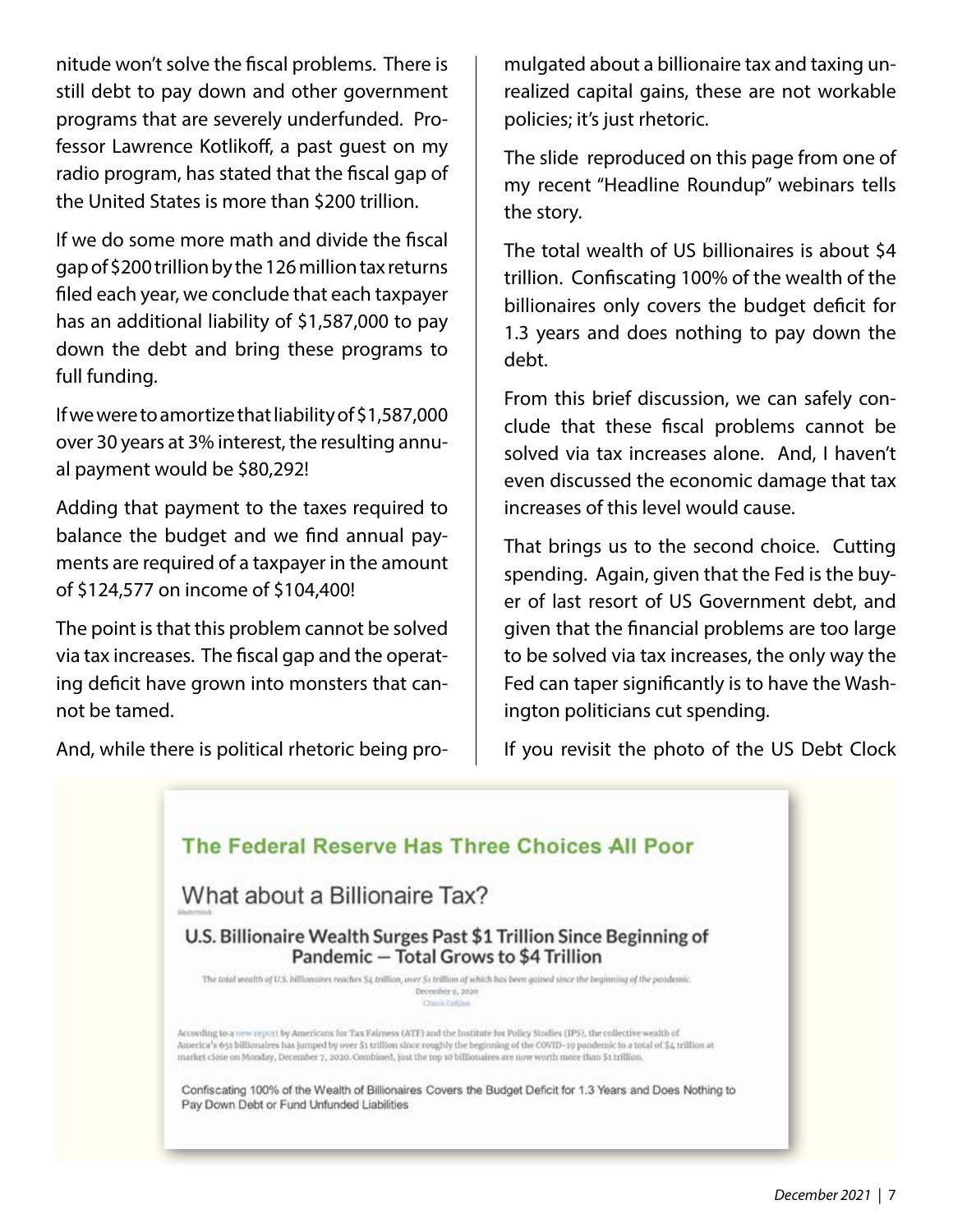nitude won't solve the fiscal problems. There is still debt to pay down and other government programs that are severely underfunded. Professor Lawrence Kotlikoff, a past guest on my radio program, has stated that the fiscal gap of the United States is more than $200 trillion.

If we do some more math and divide the fiscal gap of $200 trillion by the 126 million tax returns filed each year, we conclude that each taxpayer has an additional liability of $1,587,000 to pay down the debt and bring these programs to full funding.

If we were to amortize that liability of $1,587,000 over 30 years at 3% interest, the resulting annual payment would be $80,292!

Adding that payment to the taxes required to balance the budget and we find annual payments are required of a taxpayer in the amount of $124,577 on income of $104,400!

The point is that this problem cannot be solved via tax increases. The fiscal gap and the operating deficit have grown into monsters that cannot be tamed.

And, while there is political rhetoric being promulgated about a billionaire tax and taxing unrealized capital gains, these are not workable policies; it's just rhetoric.

The slide reproduced on this page from one of my recent "Headline Roundup" webinars tells the story.

The total wealth of US billionaires is about $4 trillion. Confiscating 100% of the wealth of the billionaires only covers the budget deficit for 1.3 years and does nothing to pay down the debt.

From this brief discussion, we can safely conclude that these fiscal problems cannot be solved via tax increases alone. And, I haven't even discussed the economic damage that tax increases of this level would cause.

That brings us to the second choice. Cutting spending. Again, given that the Fed is the buyer of last resort of US Government debt, and given that the financial problems are too large to be solved via tax increases, the only way the Fed can taper significantly is to have the Washington politicians cut spending.

If you revisit the photo of the US Debt Clock

## The Federal Reserve Has Three Choices All Poor

### What about a Billionaire Tax?

**U.S. Billionaire Wealth Surges Past $1 Trillion Since Beginning of Pandemic — Total Grows to $4 Trillion**

The total wealth of U.S. billionaires reaches $4 trillion, over $1 trillion of which has been gained since the beginning of the pandemic.
December 9, 2020
Chuck Collins

According to a new report by Americans for Tax Fairness (ATF) and the Institute for Policy Studies (IPS), the collective wealth of America's 651 billionaires has jumped by over $1 trillion since roughly the beginning of the COVID-19 pandemic to a total of $4 trillion at market close on Monday, December 7, 2020. Combined, just the top 10 billionaires are now worth more than $1 trillion.

Confiscating 100% of the Wealth of Billionaires Covers the Budget Deficit for 1.3 Years and Does Nothing to Pay Down Debt or Fund Unfunded Liabilities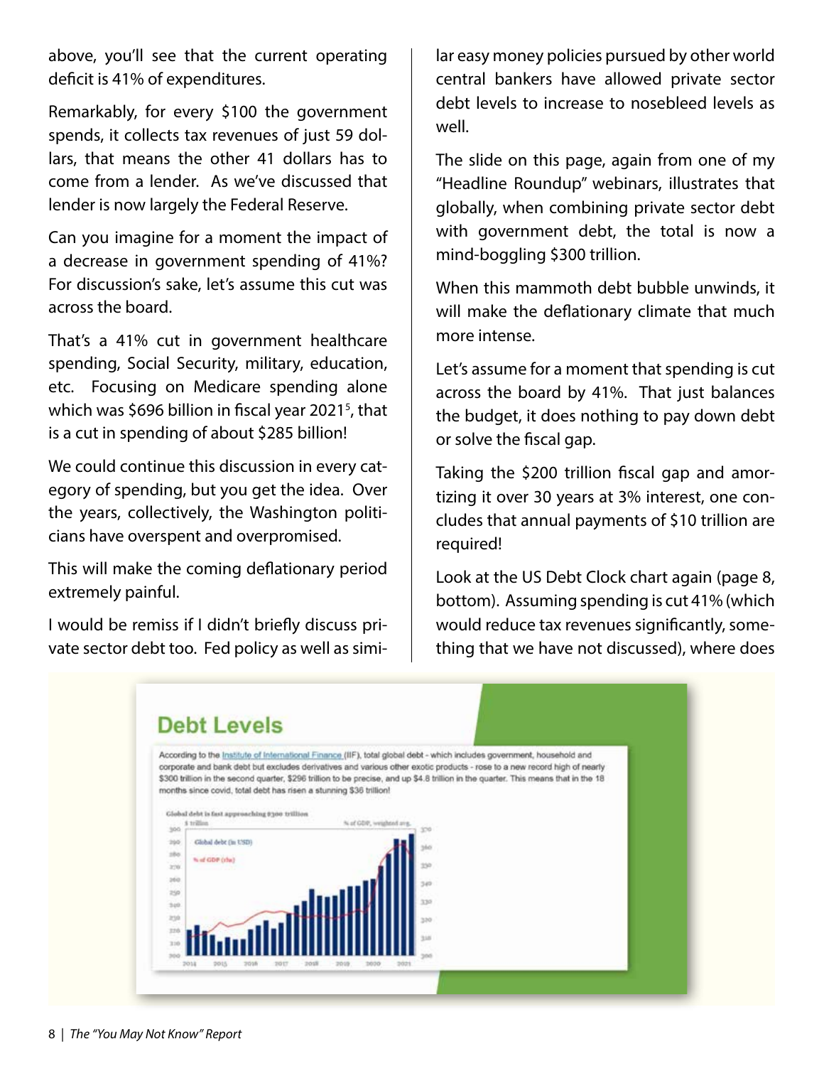above, you'll see that the current operating deficit is 41% of expenditures.

Remarkably, for every $100 the government spends, it collects tax revenues of just 59 dollars, that means the other 41 dollars has to come from a lender. As we've discussed that lender is now largely the Federal Reserve.

Can you imagine for a moment the impact of a decrease in government spending of 41%? For discussion's sake, let's assume this cut was across the board.

That's a 41% cut in government healthcare spending, Social Security, military, education, etc. Focusing on Medicare spending alone which was $696 billion in fiscal year 2021[5], that is a cut in spending of about $285 billion!

We could continue this discussion in every category of spending, but you get the idea. Over the years, collectively, the Washington politicians have overspent and overpromised.

This will make the coming deflationary period extremely painful.

I would be remiss if I didn't briefly discuss private sector debt too. Fed policy as well as similar easy money policies pursued by other world central bankers have allowed private sector debt levels to increase to nosebleed levels as well.

The slide on this page, again from one of my "Headline Roundup" webinars, illustrates that globally, when combining private sector debt with government debt, the total is now a mind-boggling $300 trillion.

When this mammoth debt bubble unwinds, it will make the deflationary climate that much more intense.

Let's assume for a moment that spending is cut across the board by 41%. That just balances the budget, it does nothing to pay down debt or solve the fiscal gap.

Taking the $200 trillion fiscal gap and amortizing it over 30 years at 3% interest, one concludes that annual payments of $10 trillion are required!

Look at the US Debt Clock chart again (page 8, bottom). Assuming spending is cut 41% (which would reduce tax revenues significantly, something that we have not discussed), where does

## Debt Levels

According to the Institute of International Finance (IIF), total global debt - which includes government, household and corporate and bank debt but excludes derivatives and various other exotic products - rose to a new record high of nearly $300 trillion in the second quarter, $296 trillion to be precise, and up $4.8 trillion in the quarter. This means that in the 18 months since covid, total debt has risen a stunning $36 trillion!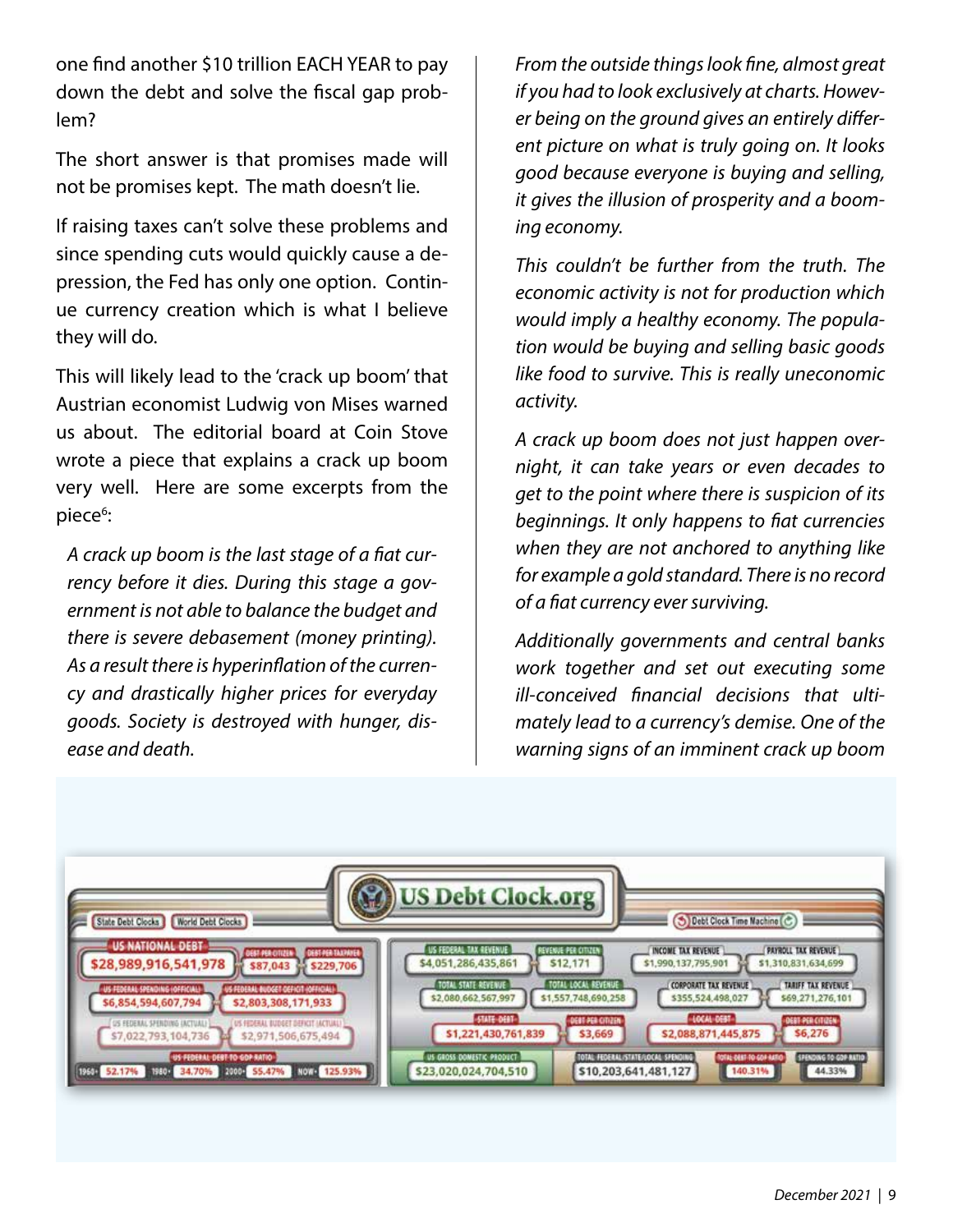one find another $10 trillion EACH YEAR to pay down the debt and solve the fiscal gap problem?

The short answer is that promises made will not be promises kept. The math doesn't lie.

If raising taxes can't solve these problems and since spending cuts would quickly cause a depression, the Fed has only one option. Continue currency creation which is what I believe they will do.

This will likely lead to the 'crack up boom' that Austrian economist Ludwig von Mises warned us about. The editorial board at Coin Stove wrote a piece that explains a crack up boom very well. Here are some excerpts from the piece[6]:

> *A crack up boom is the last stage of a fiat currency before it dies. During this stage a government is not able to balance the budget and there is severe debasement (money printing). As a result there is hyperinflation of the currency and drastically higher prices for everyday goods. Society is destroyed with hunger, disease and death.*
>
> *From the outside things look fine, almost great if you had to look exclusively at charts. However being on the ground gives an entirely different picture on what is truly going on. It looks good because everyone is buying and selling, it gives the illusion of prosperity and a booming economy.*
>
> *This couldn't be further from the truth. The economic activity is not for production which would imply a healthy economy. The population would be buying and selling basic goods like food to survive. This is really uneconomic activity.*
>
> *A crack up boom does not just happen overnight, it can take years or even decades to get to the point where there is suspicion of its beginnings. It only happens to fiat currencies when they are not anchored to anything like for example a gold standard. There is no record of a fiat currency ever surviving.*
>
> *Additionally governments and central banks work together and set out executing some ill-conceived financial decisions that ultimately lead to a currency's demise. One of the warning signs of an imminent crack up boom*

US Debt Clock.org

| Item | Value |
|---|---|
| US National Debt | $28,989,916,541,978 |
| Debt per Citizen | $87,043 |
| Debt per Taxpayer | $229,706 |
| US Federal Spending (Official) | $6,854,594,607,794 |
| US Federal Budget Deficit (Official) | $2,803,308,171,933 |
| US Federal Spending (Actual) | $7,022,793,104,736 |
| US Federal Budget Deficit (Actual) | $2,971,506,675,494 |
| US Federal Debt to GDP Ratio | 1960: 52.17% · 1980: 34.70% · 2000: 55.47% · Now: 125.93% |
| US Federal Tax Revenue | $4,051,286,435,861 |
| Revenue per Citizen | $12,171 |
| Income Tax Revenue | $1,990,137,795,901 |
| Payroll Tax Revenue | $1,310,831,634,699 |
| Total State Revenue | $2,080,662,567,997 |
| Total Local Revenue | $1,557,748,690,258 |
| Corporate Tax Revenue | $355,524,498,027 |
| Tariff Tax Revenue | $69,271,276,101 |
| State Debt | $1,221,430,761,839 |
| Debt per Citizen | $3,669 |
| Local Debt | $2,088,871,445,875 |
| Debt per Citizen | $6,276 |
| US Gross Domestic Product | $23,020,024,704,510 |
| Total Federal/State/Local Spending | $10,203,641,481,127 |
| Total Debt to GDP Ratio | 140.31% |
| Spending to GDP Ratio | 44.33% |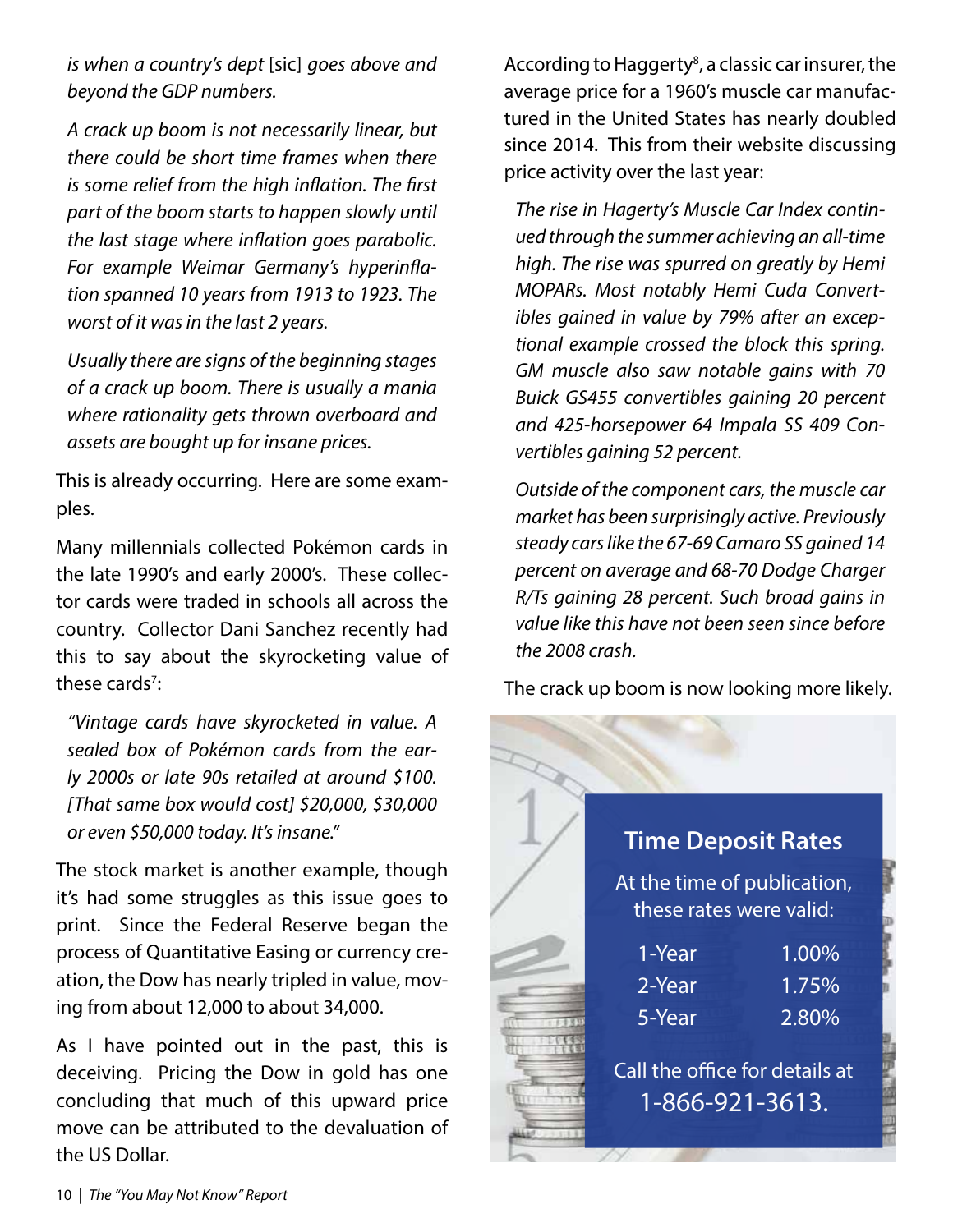*is when a country's dept* [sic] *goes above and beyond the GDP numbers.*

*A crack up boom is not necessarily linear, but there could be short time frames when there is some relief from the high inflation. The first part of the boom starts to happen slowly until the last stage where inflation goes parabolic. For example Weimar Germany's hyperinflation spanned 10 years from 1913 to 1923. The worst of it was in the last 2 years.*

*Usually there are signs of the beginning stages of a crack up boom. There is usually a mania where rationality gets thrown overboard and assets are bought up for insane prices.*

This is already occurring. Here are some examples.

Many millennials collected Pokémon cards in the late 1990's and early 2000's. These collector cards were traded in schools all across the country. Collector Dani Sanchez recently had this to say about the skyrocketing value of these cards[7]:

*"Vintage cards have skyrocketed in value. A sealed box of Pokémon cards from the early 2000s or late 90s retailed at around $100. [That same box would cost] $20,000, $30,000 or even $50,000 today. It's insane."*

The stock market is another example, though it's had some struggles as this issue goes to print. Since the Federal Reserve began the process of Quantitative Easing or currency creation, the Dow has nearly tripled in value, moving from about 12,000 to about 34,000.

As I have pointed out in the past, this is deceiving. Pricing the Dow in gold has one concluding that much of this upward price move can be attributed to the devaluation of the US Dollar.

According to Haggerty[8], a classic car insurer, the average price for a 1960's muscle car manufactured in the United States has nearly doubled since 2014. This from their website discussing price activity over the last year:

*The rise in Hagerty's Muscle Car Index continued through the summer achieving an all-time high. The rise was spurred on greatly by Hemi MOPARs. Most notably Hemi Cuda Convertibles gained in value by 79% after an exceptional example crossed the block this spring. GM muscle also saw notable gains with 70 Buick GS455 convertibles gaining 20 percent and 425-horsepower 64 Impala SS 409 Convertibles gaining 52 percent.*

*Outside of the component cars, the muscle car market has been surprisingly active. Previously steady cars like the 67-69 Camaro SS gained 14 percent on average and 68-70 Dodge Charger R/Ts gaining 28 percent. Such broad gains in value like this have not been seen since before the 2008 crash.*

The crack up boom is now looking more likely.

## Time Deposit Rates

At the time of publication, these rates were valid:

| Term | Rate |
| --- | --- |
| 1-Year | 1.00% |
| 2-Year | 1.75% |
| 5-Year | 2.80% |

Call the office for details at 1-866-921-3613.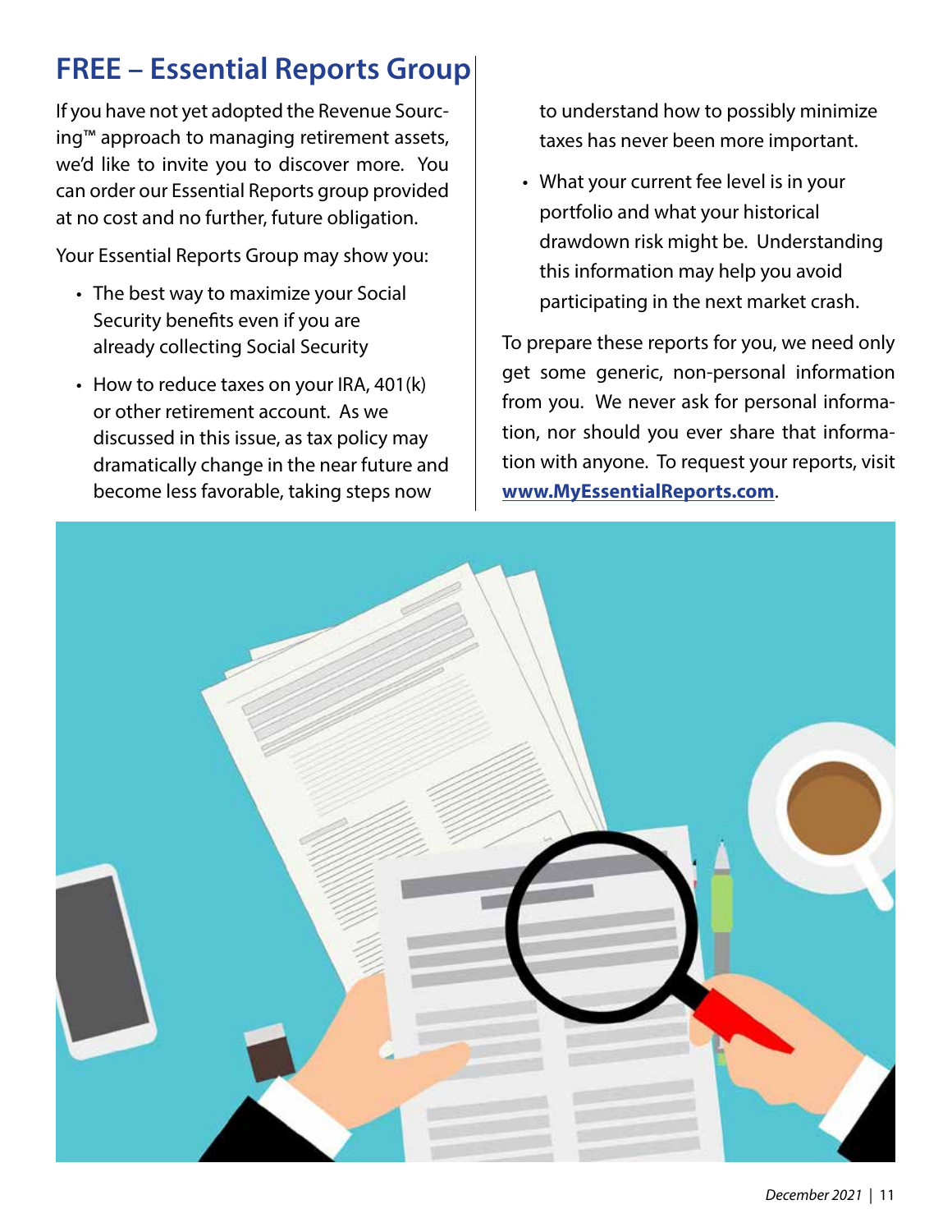## FREE – Essential Reports Group

If you have not yet adopted the Revenue Sourcing™ approach to managing retirement assets, we'd like to invite you to discover more. You can order our Essential Reports group provided at no cost and no further, future obligation.

Your Essential Reports Group may show you:

- The best way to maximize your Social Security benefits even if you are already collecting Social Security
- How to reduce taxes on your IRA, 401(k) or other retirement account. As we discussed in this issue, as tax policy may dramatically change in the near future and become less favorable, taking steps now to understand how to possibly minimize taxes has never been more important.
- What your current fee level is in your portfolio and what your historical drawdown risk might be. Understanding this information may help you avoid participating in the next market crash.

To prepare these reports for you, we need only get some generic, non-personal information from you. We never ask for personal information, nor should you ever share that information with anyone. To request your reports, visit **www.MyEssentialReports.com**.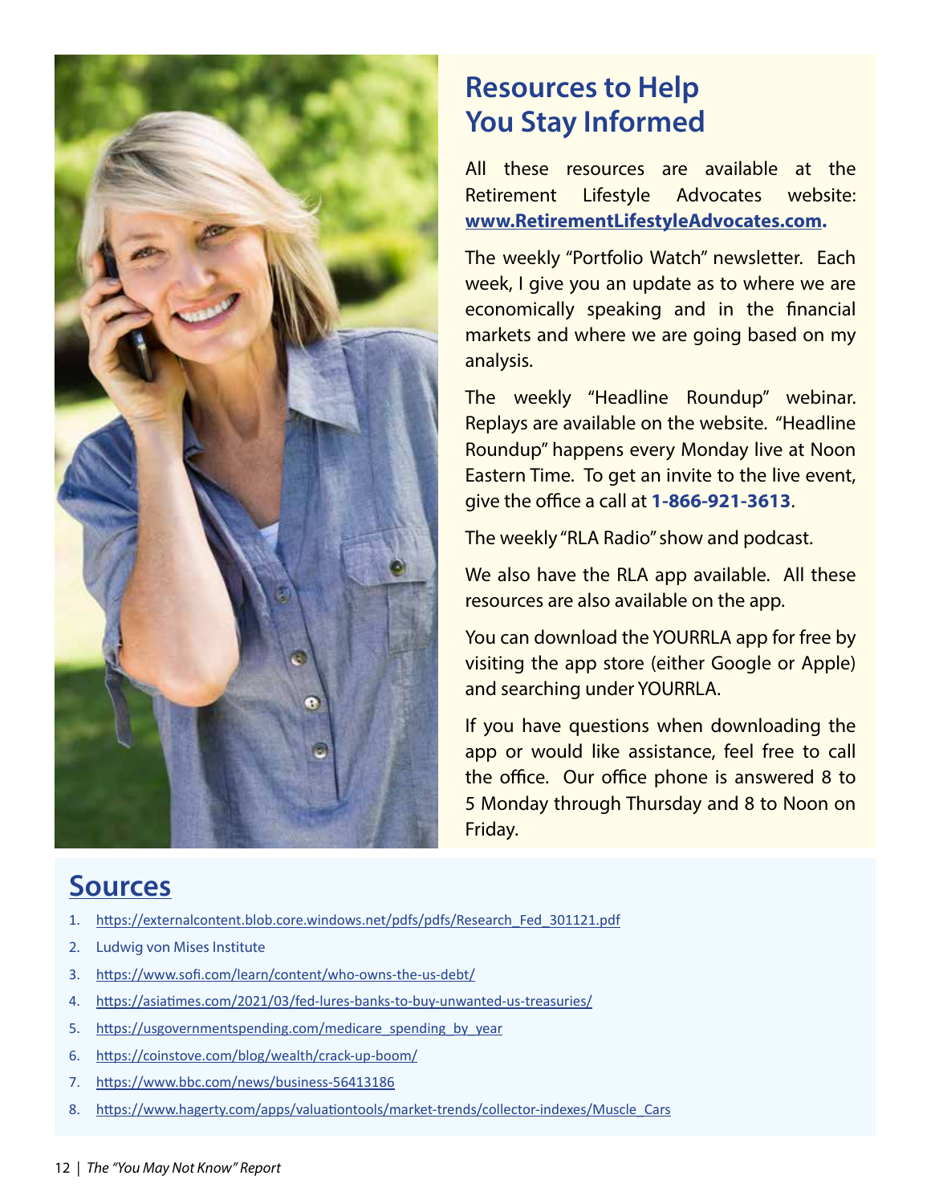## Resources to Help You Stay Informed

All these resources are available at the Retirement Lifestyle Advocates website: **www.RetirementLifestyleAdvocates.com.**

The weekly "Portfolio Watch" newsletter. Each week, I give you an update as to where we are economically speaking and in the financial markets and where we are going based on my analysis.

The weekly "Headline Roundup" webinar. Replays are available on the website. "Headline Roundup" happens every Monday live at Noon Eastern Time. To get an invite to the live event, give the office a call at **1-866-921-3613**.

The weekly "RLA Radio" show and podcast.

We also have the RLA app available. All these resources are also available on the app.

You can download the YOURRLA app for free by visiting the app store (either Google or Apple) and searching under YOURRLA.

If you have questions when downloading the app or would like assistance, feel free to call the office. Our office phone is answered 8 to 5 Monday through Thursday and 8 to Noon on Friday.

## Sources

1. https://externalcontent.blob.core.windows.net/pdfs/pdfs/Research_Fed_301121.pdf
2. Ludwig von Mises Institute
3. https://www.sofi.com/learn/content/who-owns-the-us-debt/
4. https://asiatimes.com/2021/03/fed-lures-banks-to-buy-unwanted-us-treasuries/
5. https://usgovernmentspending.com/medicare_spending_by_year
6. https://coinstove.com/blog/wealth/crack-up-boom/
7. https://www.bbc.com/news/business-56413186
8. https://www.hagerty.com/apps/valuationtools/market-trends/collector-indexes/Muscle_Cars